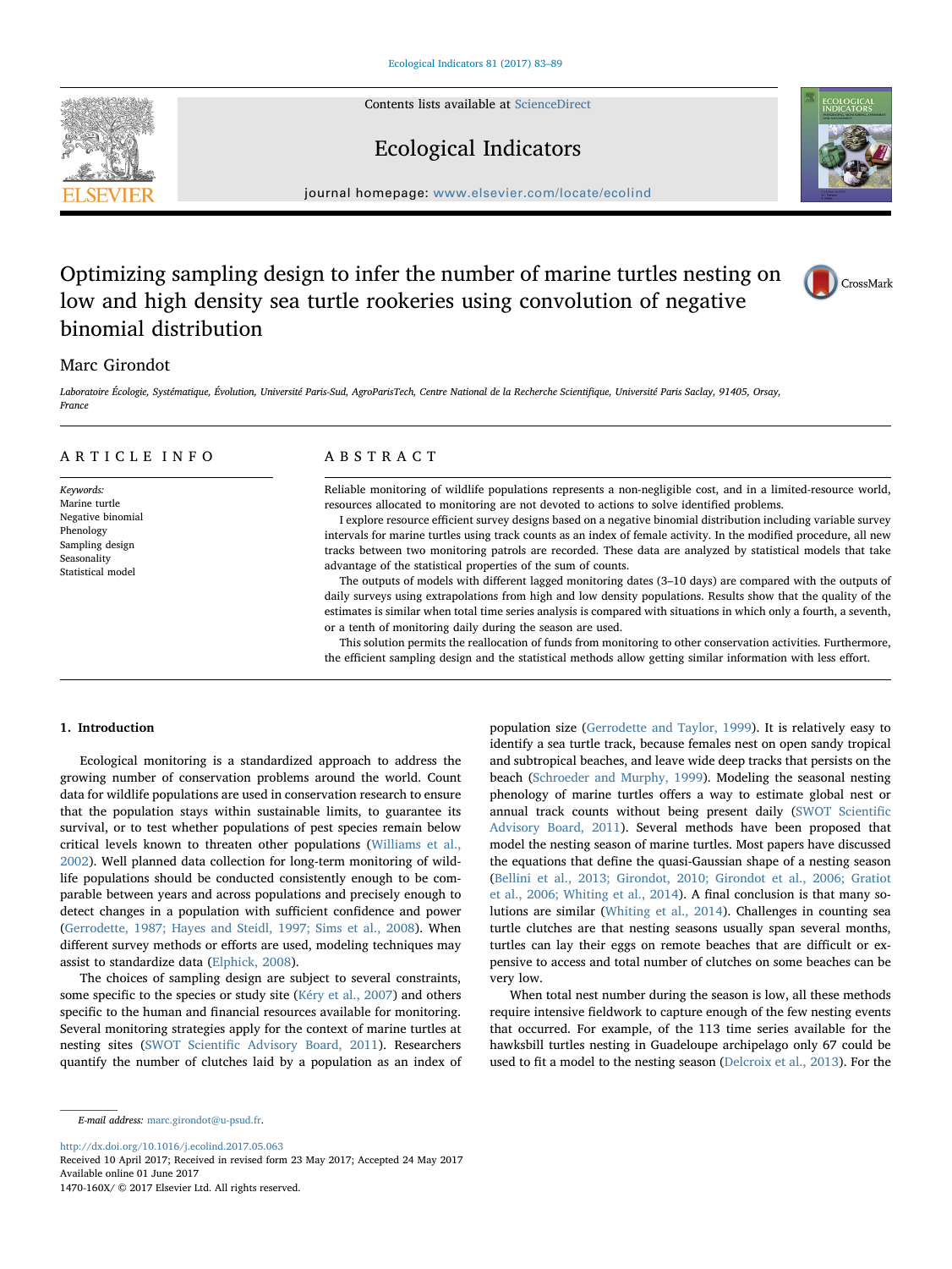# Optimizing sampling design to infer the number of marine turtles nesting on low and high density sea turtle rookeries using convolution of negative binomial distribution

Marc Girondot

*Laboratoire Écologie, Systématique, Évolution, Université Paris-Sud, AgroParisTech, Centre National de la Recherche Scientifique, Université Paris Saclay, 91405, Orsay, France*

## ARTICLE INFO

*Keywords:*
Marine turtle
Negative binomial
Phenology
Sampling design
Seasonality
Statistical model

## ABSTRACT

Reliable monitoring of wildlife populations represents a non-negligible cost, and in a limited-resource world, resources allocated to monitoring are not devoted to actions to solve identified problems.

I explore resource efficient survey designs based on a negative binomial distribution including variable survey intervals for marine turtles using track counts as an index of female activity. In the modified procedure, all new tracks between two monitoring patrols are recorded. These data are analyzed by statistical models that take advantage of the statistical properties of the sum of counts.

The outputs of models with different lagged monitoring dates (3–10 days) are compared with the outputs of daily surveys using extrapolations from high and low density populations. Results show that the quality of the estimates is similar when total time series analysis is compared with situations in which only a fourth, a seventh, or a tenth of monitoring daily during the season are used.

This solution permits the reallocation of funds from monitoring to other conservation activities. Furthermore, the efficient sampling design and the statistical methods allow getting similar information with less effort.

## 1. Introduction

Ecological monitoring is a standardized approach to address the growing number of conservation problems around the world. Count data for wildlife populations are used in conservation research to ensure that the population stays within sustainable limits, to guarantee its survival, or to test whether populations of pest species remain below critical levels known to threaten other populations (Williams et al., 2002). Well planned data collection for long-term monitoring of wildlife populations should be conducted consistently enough to be comparable between years and across populations and precisely enough to detect changes in a population with sufficient confidence and power (Gerrodette, 1987; Hayes and Steidl, 1997; Sims et al., 2008). When different survey methods or efforts are used, modeling techniques may assist to standardize data (Elphick, 2008).

The choices of sampling design are subject to several constraints, some specific to the species or study site (Kéry et al., 2007) and others specific to the human and financial resources available for monitoring. Several monitoring strategies apply for the context of marine turtles at nesting sites (SWOT Scientific Advisory Board, 2011). Researchers quantify the number of clutches laid by a population as an index of population size (Gerrodette and Taylor, 1999). It is relatively easy to identify a sea turtle track, because females nest on open sandy tropical and subtropical beaches, and leave wide deep tracks that persists on the beach (Schroeder and Murphy, 1999). Modeling the seasonal nesting phenology of marine turtles offers a way to estimate global nest or annual track counts without being present daily (SWOT Scientific Advisory Board, 2011). Several methods have been proposed that model the nesting season of marine turtles. Most papers have discussed the equations that define the quasi-Gaussian shape of a nesting season (Bellini et al., 2013; Girondot, 2010; Girondot et al., 2006; Gratiot et al., 2006; Whiting et al., 2014). A final conclusion is that many solutions are similar (Whiting et al., 2014). Challenges in counting sea turtle clutches are that nesting seasons usually span several months, turtles can lay their eggs on remote beaches that are difficult or expensive to access and total number of clutches on some beaches can be very low.

When total nest number during the season is low, all these methods require intensive fieldwork to capture enough of the few nesting events that occurred. For example, of the 113 time series available for the hawksbill turtles nesting in Guadeloupe archipelago only 67 could be used to fit a model to the nesting season (Delcroix et al., 2013). For the

---

*E-mail address:* marc.girondot@u-psud.fr.

http://dx.doi.org/10.1016/j.ecolind.2017.05.063
Received 10 April 2017; Received in revised form 23 May 2017; Accepted 24 May 2017
Available online 01 June 2017
1470-160X/ © 2017 Elsevier Ltd. All rights reserved.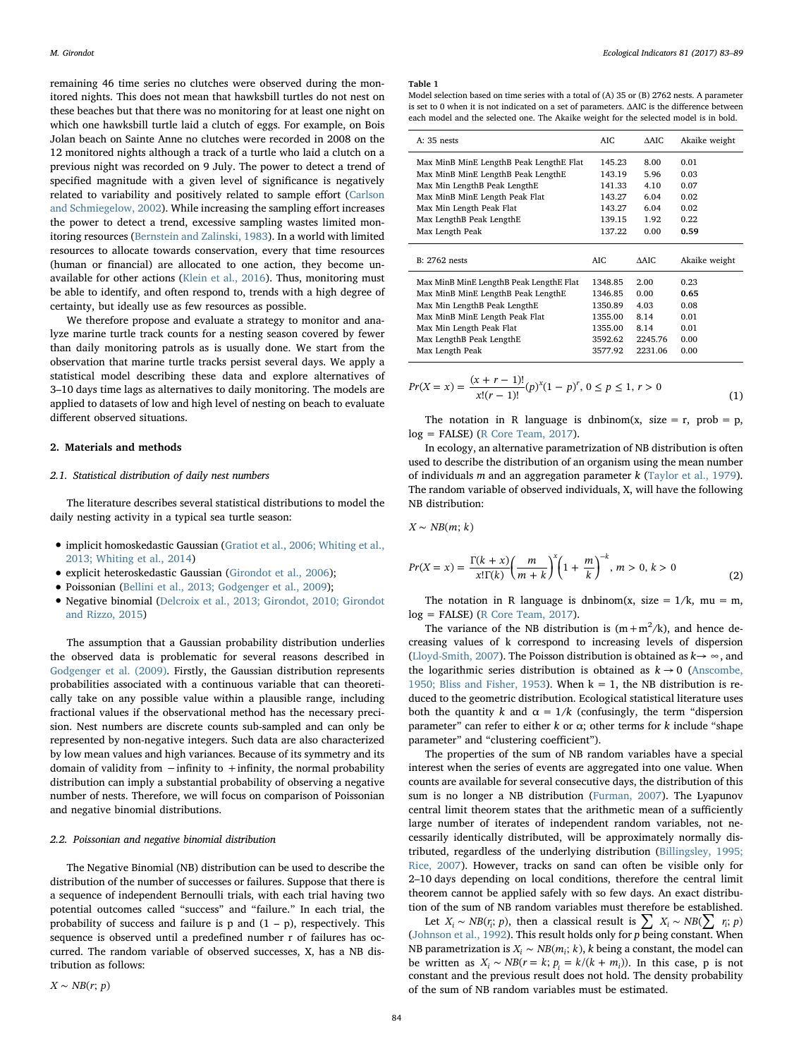remaining 46 time series no clutches were observed during the monitored nights. This does not mean that hawksbill turtles do not nest on these beaches but that there was no monitoring for at least one night on which one hawksbill turtle laid a clutch of eggs. For example, on Bois Jolan beach on Sainte Anne no clutches were recorded in 2008 on the 12 monitored nights although a track of a turtle who laid a clutch on a previous night was recorded on 9 July. The power to detect a trend of specified magnitude with a given level of significance is negatively related to variability and positively related to sample effort (Carlson and Schmiegelow, 2002). While increasing the sampling effort increases the power to detect a trend, excessive sampling wastes limited monitoring resources (Bernstein and Zalinski, 1983). In a world with limited resources to allocate towards conservation, every that time resources (human or financial) are allocated to one action, they become unavailable for other actions (Klein et al., 2016). Thus, monitoring must be able to identify, and often respond to, trends with a high degree of certainty, but ideally use as few resources as possible.

We therefore propose and evaluate a strategy to monitor and analyze marine turtle track counts for a nesting season covered by fewer than daily monitoring patrols as is usually done. We start from the observation that marine turtle tracks persist several days. We apply a statistical model describing these data and explore alternatives of 3–10 days time lags as alternatives to daily monitoring. The models are applied to datasets of low and high level of nesting on beach to evaluate different observed situations.

## 2. Materials and methods

### 2.1. Statistical distribution of daily nest numbers

The literature describes several statistical distributions to model the daily nesting activity in a typical sea turtle season:

- implicit homoskedastic Gaussian (Gratiot et al., 2006; Whiting et al., 2013; Whiting et al., 2014)
- explicit heteroskedastic Gaussian (Girondot et al., 2006);
- Poissonian (Bellini et al., 2013; Godgenger et al., 2009);
- Negative binomial (Delcroix et al., 2013; Girondot, 2010; Girondot and Rizzo, 2015)

The assumption that a Gaussian probability distribution underlies the observed data is problematic for several reasons described in Godgenger et al. (2009). Firstly, the Gaussian distribution represents probabilities associated with a continuous variable that can theoretically take on any possible value within a plausible range, including fractional values if the observational method has the necessary precision. Nest numbers are discrete counts sub-sampled and can only be represented by non-negative integers. Such data are also characterized by low mean values and high variances. Because of its symmetry and its domain of validity from −infinity to +infinity, the normal probability distribution can imply a substantial probability of observing a negative number of nests. Therefore, we will focus on comparison of Poissonian and negative binomial distributions.

### 2.2. Poissonian and negative binomial distribution

The Negative Binomial (NB) distribution can be used to describe the distribution of the number of successes or failures. Suppose that there is a sequence of independent Bernoulli trials, with each trial having two potential outcomes called "success" and "failure." In each trial, the probability of success and failure is p and (1 – p), respectively. This sequence is observed until a predefined number r of failures has occurred. The random variable of observed successes, X, has a NB distribution as follows:

$X \sim NB(r; p)$

**Table 1**
Model selection based on time series with a total of (A) 35 or (B) 2762 nests. A parameter is set to 0 when it is not indicated on a set of parameters. ΔAIC is the difference between each model and the selected one. The Akaike weight for the selected model is in bold.

| A: 35 nests | AIC | ΔAIC | Akaike weight |
|---|---|---|---|
| Max MinB MinE LengthB Peak LengthE Flat | 145.23 | 8.00 | 0.01 |
| Max MinB MinE LengthB Peak LengthE | 143.19 | 5.96 | 0.03 |
| Max Min LengthB Peak LengthE | 141.33 | 4.10 | 0.07 |
| Max MinB MinE Length Peak Flat | 143.27 | 6.04 | 0.02 |
| Max Min Length Peak Flat | 143.27 | 6.04 | 0.02 |
| Max LengthB Peak LengthE | 139.15 | 1.92 | 0.22 |
| Max Length Peak | 137.22 | 0.00 | **0.59** |

| B: 2762 nests | AIC | ΔAIC | Akaike weight |
|---|---|---|---|
| Max MinB MinE LengthB Peak LengthE Flat | 1348.85 | 2.00 | 0.23 |
| Max MinB MinE LengthB Peak LengthE | 1346.85 | 0.00 | **0.65** |
| Max Min LengthB Peak LengthE | 1350.89 | 4.03 | 0.08 |
| Max MinB MinE Length Peak Flat | 1355.00 | 8.14 | 0.01 |
| Max Min Length Peak Flat | 1355.00 | 8.14 | 0.01 |
| Max LengthB Peak LengthE | 3592.62 | 2245.76 | 0.00 |
| Max Length Peak | 3577.92 | 2231.06 | 0.00 |

$$Pr(X = x) = \frac{(x + r - 1)!}{x!(r - 1)!}(p)^x(1 - p)^r,\ 0 \le p \le 1,\ r > 0 \tag{1}$$

The notation in R language is dnbinom(x, size = r, prob = p, log = FALSE) (R Core Team, 2017).

In ecology, an alternative parametrization of NB distribution is often used to describe the distribution of an organism using the mean number of individuals *m* and an aggregation parameter *k* (Taylor et al., 1979). The random variable of observed individuals, X, will have the following NB distribution:

$X \sim NB(m; k)$

$$Pr(X = x) = \frac{\Gamma(k + x)}{x!\Gamma(k)}\left(\frac{m}{m + k}\right)^x\left(1 + \frac{m}{k}\right)^{-k},\ m > 0,\ k > 0 \tag{2}$$

The notation in R language is dnbinom(x, size = 1/k, mu = m, log = FALSE) (R Core Team, 2017).

The variance of the NB distribution is $(m + m^2/k)$, and hence decreasing values of k correspond to increasing levels of dispersion (Lloyd-Smith, 2007). The Poisson distribution is obtained as $k \to \infty$, and the logarithmic series distribution is obtained as $k \to 0$ (Anscombe, 1950; Bliss and Fisher, 1953). When k = 1, the NB distribution is reduced to the geometric distribution. Ecological statistical literature uses both the quantity *k* and $\alpha = 1/k$ (confusingly, the term "dispersion parameter" can refer to either *k* or α; other terms for *k* include "shape parameter" and "clustering coefficient").

The properties of the sum of NB random variables have a special interest when the series of events are aggregated into one value. When counts are available for several consecutive days, the distribution of this sum is no longer a NB distribution (Furman, 2007). The Lyapunov central limit theorem states that the arithmetic mean of a sufficiently large number of iterates of independent random variables, not necessarily identically distributed, will be approximately normally distributed, regardless of the underlying distribution (Billingsley, 1995; Rice, 2007). However, tracks on sand can often be visible only for 2–10 days depending on local conditions, therefore the central limit theorem cannot be applied safely with so few days. An exact distribution of the sum of NB random variables must therefore be established.

Let $X_i \sim NB(r_i; p)$, then a classical result is $\sum X_i \sim NB(\sum r_i; p)$ (Johnson et al., 1992). This result holds only for *p* being constant. When NB parametrization is $X_i \sim NB(m_i; k)$, *k* being a constant, the model can be written as $X_i \sim NB(r = k; p_i = k/(k + m_i))$. In this case, p is not constant and the previous result does not hold. The density probability of the sum of NB random variables must be estimated.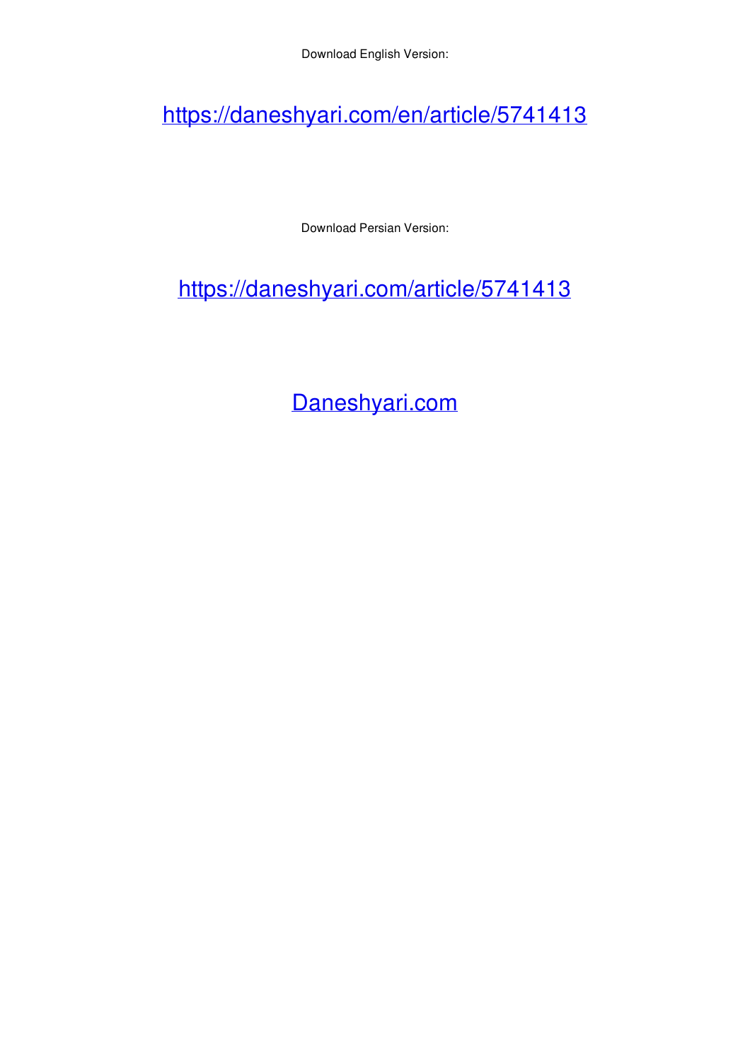Download English Version:

[https://daneshyari.com/en/article/5741413](https://daneshyari.com/en/article/5741413)

Download Persian Version:

[https://daneshyari.com/article/5741413](https://daneshyari.com/article/5741413)

[Daneshyari.com](https://daneshyari.com)